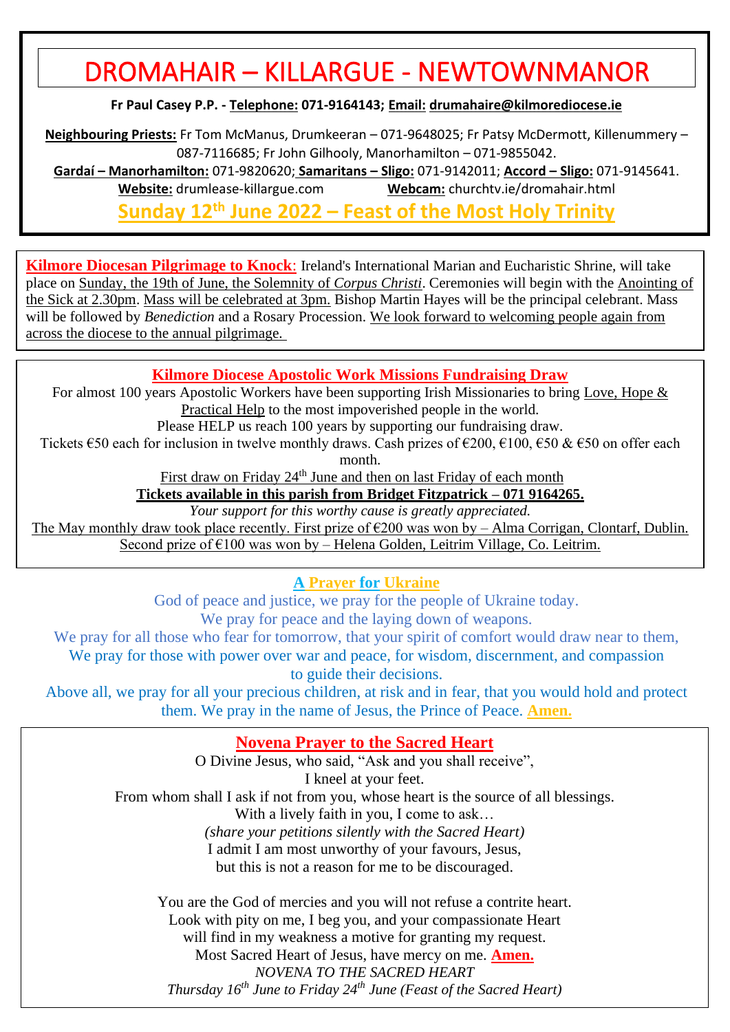# DROMAHAIR – KILLARGUE - NEWTOWNMANOR

**Fr Paul Casey P.P. - Telephone: 071-9164143; Email: drumahaire@kilmorediocese.ie**

**Neighbouring Priests:** Fr Tom McManus, Drumkeeran – 071-9648025; Fr Patsy McDermott, Killenummery – 087-7116685; Fr John Gilhooly, Manorhamilton – 071-9855042.

**Gardaí – Manorhamilton:** 071-9820620; **Samaritans – Sligo:** 071-9142011; **Accord – Sligo:** 071-9145641.

**Website:** drumlease-killargue.com **Webcam:** churchtv.ie/dromahair.html

## Sunday 12th June 2022 – Feast of the Most Holy Trinity

**Kilmore Diocesan Pilgrimage to Knock**: Ireland's International Marian and Eucharistic Shrine, will take place on Sunday, the 19th of June, the Solemnity of *Corpus Christi*. Ceremonies will begin with the Anointing of the Sick at 2.30pm. Mass will be celebrated at 3pm. Bishop Martin Hayes will be the principal celebrant. Mass will be followed by *Benediction* and a Rosary Procession. We look forward to welcoming people again from across the diocese to the annual pilgrimage.

### Kilmore Diocese Apostolic Work Missions Fundraising Draw

For almost 100 years Apostolic Workers have been supporting Irish Missionaries to bring Love, Hope & Practical Help to the most impoverished people in the world.

Please HELP us reach 100 years by supporting our fundraising draw.

Tickets €50 each for inclusion in twelve monthly draws. Cash prizes of €200, €100, €50 & €50 on offer each month.

First draw on Friday 24th June and then on last Friday of each month

**Tickets available in this parish from Bridget Fitzpatrick – 071 9164265.**

*Your support for this worthy cause is greatly appreciated.*

The May monthly draw took place recently. First prize of €200 was won by – Alma Corrigan, Clontarf, Dublin. Second prize of €100 was won by – Helena Golden, Leitrim Village, Co. Leitrim.

### A Prayer for Ukraine

God of peace and justice, we pray for the people of Ukraine today.
We pray for peace and the laying down of weapons.
We pray for all those who fear for tomorrow, that your spirit of comfort would draw near to them,
We pray for those with power over war and peace, for wisdom, discernment, and compassion to guide their decisions.
Above all, we pray for all your precious children, at risk and in fear, that you would hold and protect them. We pray in the name of Jesus, the Prince of Peace. **Amen.**

### Novena Prayer to the Sacred Heart

O Divine Jesus, who said, "Ask and you shall receive",
I kneel at your feet.
From whom shall I ask if not from you, whose heart is the source of all blessings.
With a lively faith in you, I come to ask…
*(share your petitions silently with the Sacred Heart)*
I admit I am most unworthy of your favours, Jesus,
but this is not a reason for me to be discouraged.

You are the God of mercies and you will not refuse a contrite heart.
Look with pity on me, I beg you, and your compassionate Heart
will find in my weakness a motive for granting my request.
Most Sacred Heart of Jesus, have mercy on me. **Amen.**

*NOVENA TO THE SACRED HEART*
*Thursday 16th June to Friday 24th June (Feast of the Sacred Heart)*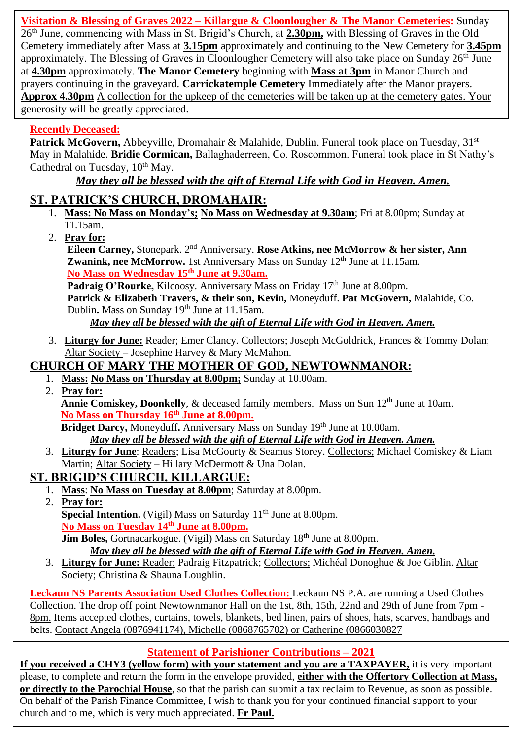**Visitation & Blessing of Graves 2022 – Killargue & Cloonlougher & The Manor Cemeteries:** Sunday 26th June, commencing with Mass in St. Brigid's Church, at **2.30pm,** with Blessing of Graves in the Old Cemetery immediately after Mass at **3.15pm** approximately and continuing to the New Cemetery for **3.45pm** approximately. The Blessing of Graves in Cloonlougher Cemetery will also take place on Sunday 26th June at **4.30pm** approximately. **The Manor Cemetery** beginning with **Mass at 3pm** in Manor Church and prayers continuing in the graveyard. **Carrickatemple Cemetery** Immediately after the Manor prayers. **Approx 4.30pm** A collection for the upkeep of the cemeteries will be taken up at the cemetery gates. Your generosity will be greatly appreciated.

**Recently Deceased:**

**Patrick McGovern,** Abbeyville, Dromahair & Malahide, Dublin. Funeral took place on Tuesday, 31st May in Malahide. **Bridie Cormican,** Ballaghaderreen, Co. Roscommon. Funeral took place in St Nathy's Cathedral on Tuesday, 10th May.

***May they all be blessed with the gift of Eternal Life with God in Heaven. Amen.***

## ST. PATRICK'S CHURCH, DROMAHAIR:

1. **Mass: No Mass on Monday's; No Mass on Wednesday at 9.30am**; Fri at 8.00pm; Sunday at 11.15am.
2. **Pray for:**
   **Eileen Carney,** Stonepark. 2nd Anniversary. **Rose Atkins, nee McMorrow & her sister, Ann Zwanink, nee McMorrow.** 1st Anniversary Mass on Sunday 12th June at 11.15am.
   **No Mass on Wednesday 15th June at 9.30am.**
   **Padraig O'Rourke,** Kilcoosy. Anniversary Mass on Friday 17th June at 8.00pm.
   **Patrick & Elizabeth Travers, & their son, Kevin,** Moneyduff. **Pat McGovern,** Malahide, Co. Dublin**.** Mass on Sunday 19th June at 11.15am.
   ***May they all be blessed with the gift of Eternal Life with God in Heaven. Amen.***
3. **Liturgy for June:** Reader; Emer Clancy. Collectors; Joseph McGoldrick, Frances & Tommy Dolan; Altar Society – Josephine Harvey & Mary McMahon.

## CHURCH OF MARY THE MOTHER OF GOD, NEWTOWNMANOR:

1. **Mass: No Mass on Thursday at 8.00pm;** Sunday at 10.00am.
2. **Pray for:**
   **Annie Comiskey, Doonkelly**, & deceased family members. Mass on Sun 12th June at 10am.
   **No Mass on Thursday 16th June at 8.00pm.**
   **Bridget Darcy,** Moneyduff**.** Anniversary Mass on Sunday 19th June at 10.00am.
   ***May they all be blessed with the gift of Eternal Life with God in Heaven. Amen.***
3. **Liturgy for June**: Readers; Lisa McGourty & Seamus Storey. Collectors; Michael Comiskey & Liam Martin; Altar Society – Hillary McDermott & Una Dolan.

## ST. BRIGID'S CHURCH, KILLARGUE:

1. **Mass**: **No Mass on Tuesday at 8.00pm**; Saturday at 8.00pm.
2. **Pray for:**
   **Special Intention.** (Vigil) Mass on Saturday 11th June at 8.00pm.
   **No Mass on Tuesday 14th June at 8.00pm.**
   **Jim Boles,** Gortnacarkogue. (Vigil) Mass on Saturday 18th June at 8.00pm.
   ***May they all be blessed with the gift of Eternal Life with God in Heaven. Amen.***
3. **Liturgy for June:** Reader; Padraig Fitzpatrick; Collectors; Michéal Donoghue & Joe Giblin. Altar Society; Christina & Shauna Loughlin.

**Leckaun NS Parents Association Used Clothes Collection:** Leckaun NS P.A. are running a Used Clothes Collection. The drop off point Newtownmanor Hall on the 1st, 8th, 15th, 22nd and 29th of June from 7pm - 8pm. Items accepted clothes, curtains, towels, blankets, bed linen, pairs of shoes, hats, scarves, handbags and belts. Contact Angela (0876941174), Michelle (0868765702) or Catherine (0866030827

**Statement of Parishioner Contributions – 2021**

**If you received a CHY3 (yellow form) with your statement and you are a TAXPAYER,** it is very important please, to complete and return the form in the envelope provided, **either with the Offertory Collection at Mass, or directly to the Parochial House**, so that the parish can submit a tax reclaim to Revenue, as soon as possible. On behalf of the Parish Finance Committee, I wish to thank you for your continued financial support to your church and to me, which is very much appreciated. **Fr Paul.**